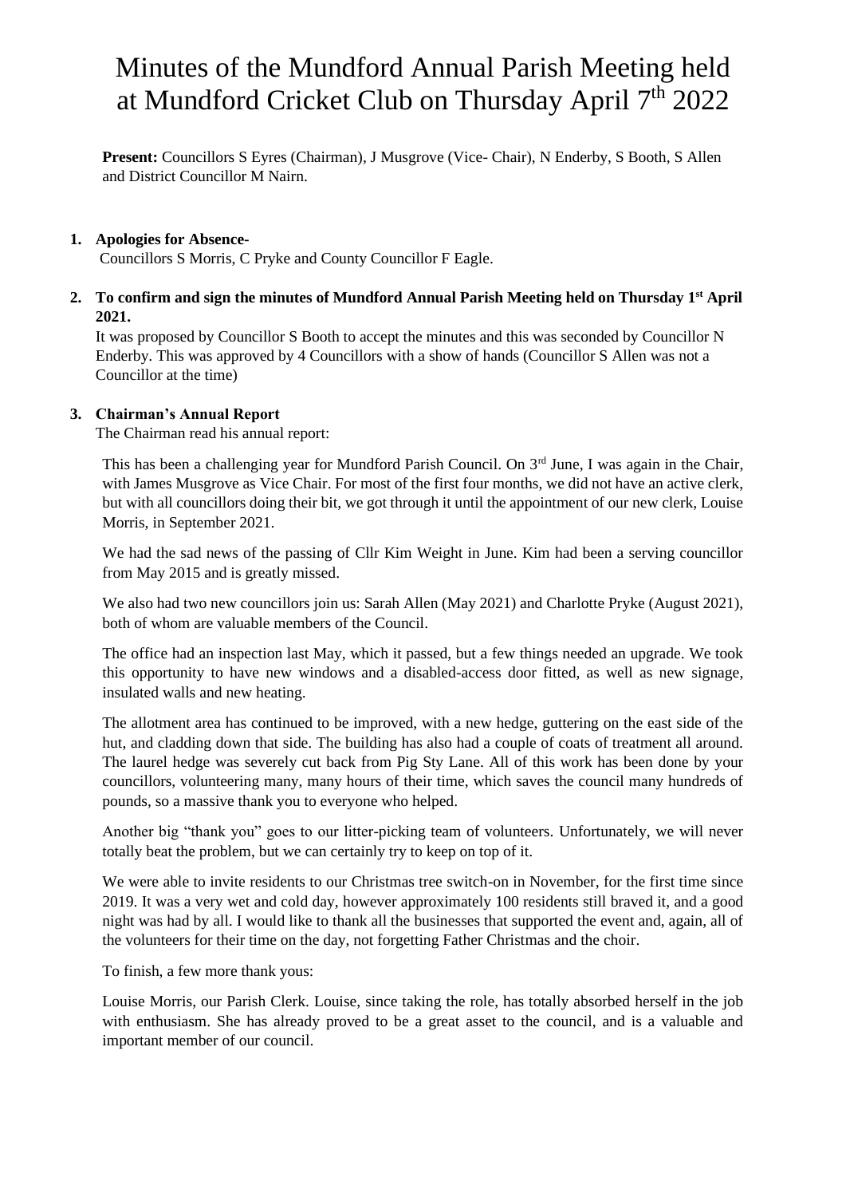# Minutes of the Mundford Annual Parish Meeting held at Mundford Cricket Club on Thursday April 7th 2022

**Present:** Councillors S Eyres (Chairman), J Musgrove (Vice- Chair), N Enderby, S Booth, S Allen and District Councillor M Nairn.

1. **Apologies for Absence-**
   Councillors S Morris, C Pryke and County Councillor F Eagle.

2. **To confirm and sign the minutes of Mundford Annual Parish Meeting held on Thursday 1st April 2021.**
   It was proposed by Councillor S Booth to accept the minutes and this was seconded by Councillor N Enderby. This was approved by 4 Councillors with a show of hands (Councillor S Allen was not a Councillor at the time)

3. **Chairman's Annual Report**
   The Chairman read his annual report:

   This has been a challenging year for Mundford Parish Council. On 3rd June, I was again in the Chair, with James Musgrove as Vice Chair. For most of the first four months, we did not have an active clerk, but with all councillors doing their bit, we got through it until the appointment of our new clerk, Louise Morris, in September 2021.

   We had the sad news of the passing of Cllr Kim Weight in June. Kim had been a serving councillor from May 2015 and is greatly missed.

   We also had two new councillors join us: Sarah Allen (May 2021) and Charlotte Pryke (August 2021), both of whom are valuable members of the Council.

   The office had an inspection last May, which it passed, but a few things needed an upgrade. We took this opportunity to have new windows and a disabled-access door fitted, as well as new signage, insulated walls and new heating.

   The allotment area has continued to be improved, with a new hedge, guttering on the east side of the hut, and cladding down that side. The building has also had a couple of coats of treatment all around. The laurel hedge was severely cut back from Pig Sty Lane. All of this work has been done by your councillors, volunteering many, many hours of their time, which saves the council many hundreds of pounds, so a massive thank you to everyone who helped.

   Another big "thank you" goes to our litter-picking team of volunteers. Unfortunately, we will never totally beat the problem, but we can certainly try to keep on top of it.

   We were able to invite residents to our Christmas tree switch-on in November, for the first time since 2019. It was a very wet and cold day, however approximately 100 residents still braved it, and a good night was had by all. I would like to thank all the businesses that supported the event and, again, all of the volunteers for their time on the day, not forgetting Father Christmas and the choir.

   To finish, a few more thank yous:

   Louise Morris, our Parish Clerk. Louise, since taking the role, has totally absorbed herself in the job with enthusiasm. She has already proved to be a great asset to the council, and is a valuable and important member of our council.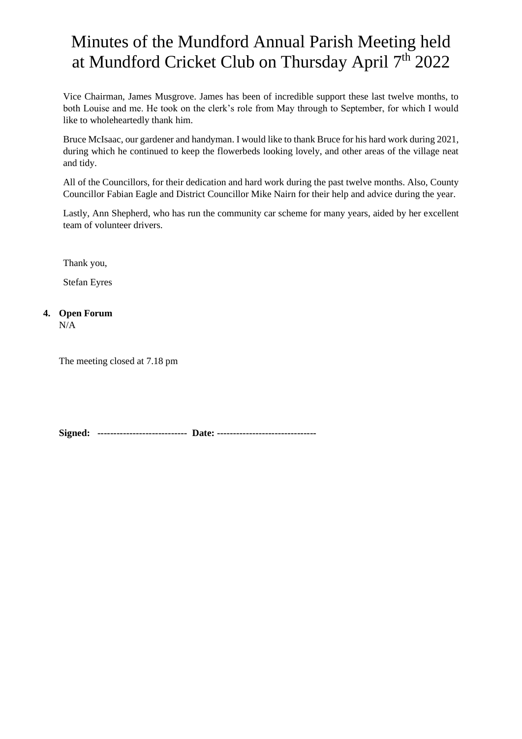# Minutes of the Mundford Annual Parish Meeting held at Mundford Cricket Club on Thursday April 7th 2022

Vice Chairman, James Musgrove. James has been of incredible support these last twelve months, to both Louise and me. He took on the clerk's role from May through to September, for which I would like to wholeheartedly thank him.

Bruce McIsaac, our gardener and handyman. I would like to thank Bruce for his hard work during 2021, during which he continued to keep the flowerbeds looking lovely, and other areas of the village neat and tidy.

All of the Councillors, for their dedication and hard work during the past twelve months. Also, County Councillor Fabian Eagle and District Councillor Mike Nairn for their help and advice during the year.

Lastly, Ann Shepherd, who has run the community car scheme for many years, aided by her excellent team of volunteer drivers.

Thank you,

Stefan Eyres

4. **Open Forum**
   N/A

The meeting closed at 7.18 pm

**Signed: ---------------------------- Date: -------------------------------**